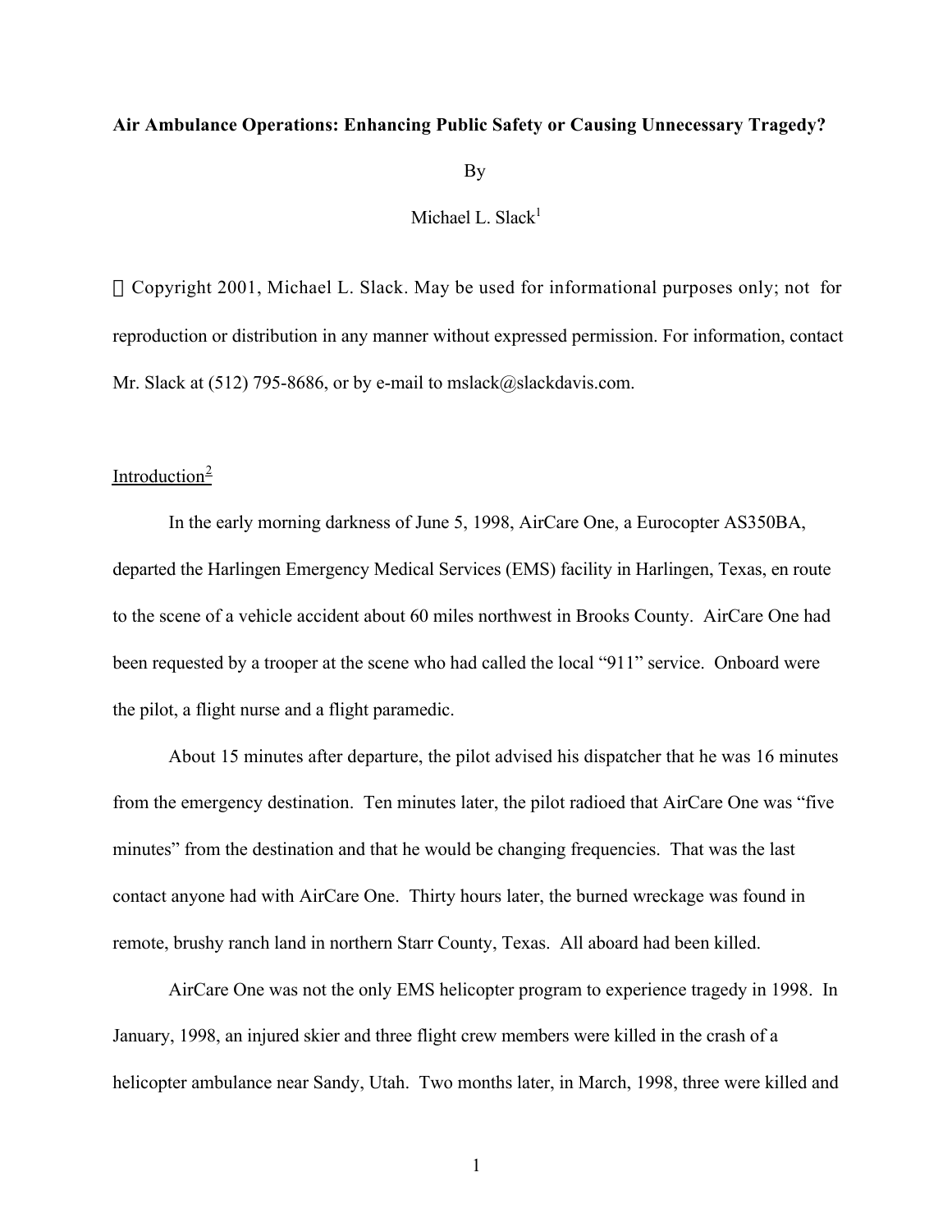**Air Ambulance Operations: Enhancing Public Safety or Causing Unnecessary Tragedy?**

By

Michael L. Slack[1]

© Copyright 2001, Michael L. Slack. May be used for informational purposes only; not for reproduction or distribution in any manner without expressed permission. For information, contact Mr. Slack at (512) 795-8686, or by e-mail to mslack@slackdavis.com.

## Introduction[2]

In the early morning darkness of June 5, 1998, AirCare One, a Eurocopter AS350BA, departed the Harlingen Emergency Medical Services (EMS) facility in Harlingen, Texas, en route to the scene of a vehicle accident about 60 miles northwest in Brooks County. AirCare One had been requested by a trooper at the scene who had called the local "911" service. Onboard were the pilot, a flight nurse and a flight paramedic.

About 15 minutes after departure, the pilot advised his dispatcher that he was 16 minutes from the emergency destination. Ten minutes later, the pilot radioed that AirCare One was "five minutes" from the destination and that he would be changing frequencies. That was the last contact anyone had with AirCare One. Thirty hours later, the burned wreckage was found in remote, brushy ranch land in northern Starr County, Texas. All aboard had been killed.

AirCare One was not the only EMS helicopter program to experience tragedy in 1998. In January, 1998, an injured skier and three flight crew members were killed in the crash of a helicopter ambulance near Sandy, Utah. Two months later, in March, 1998, three were killed and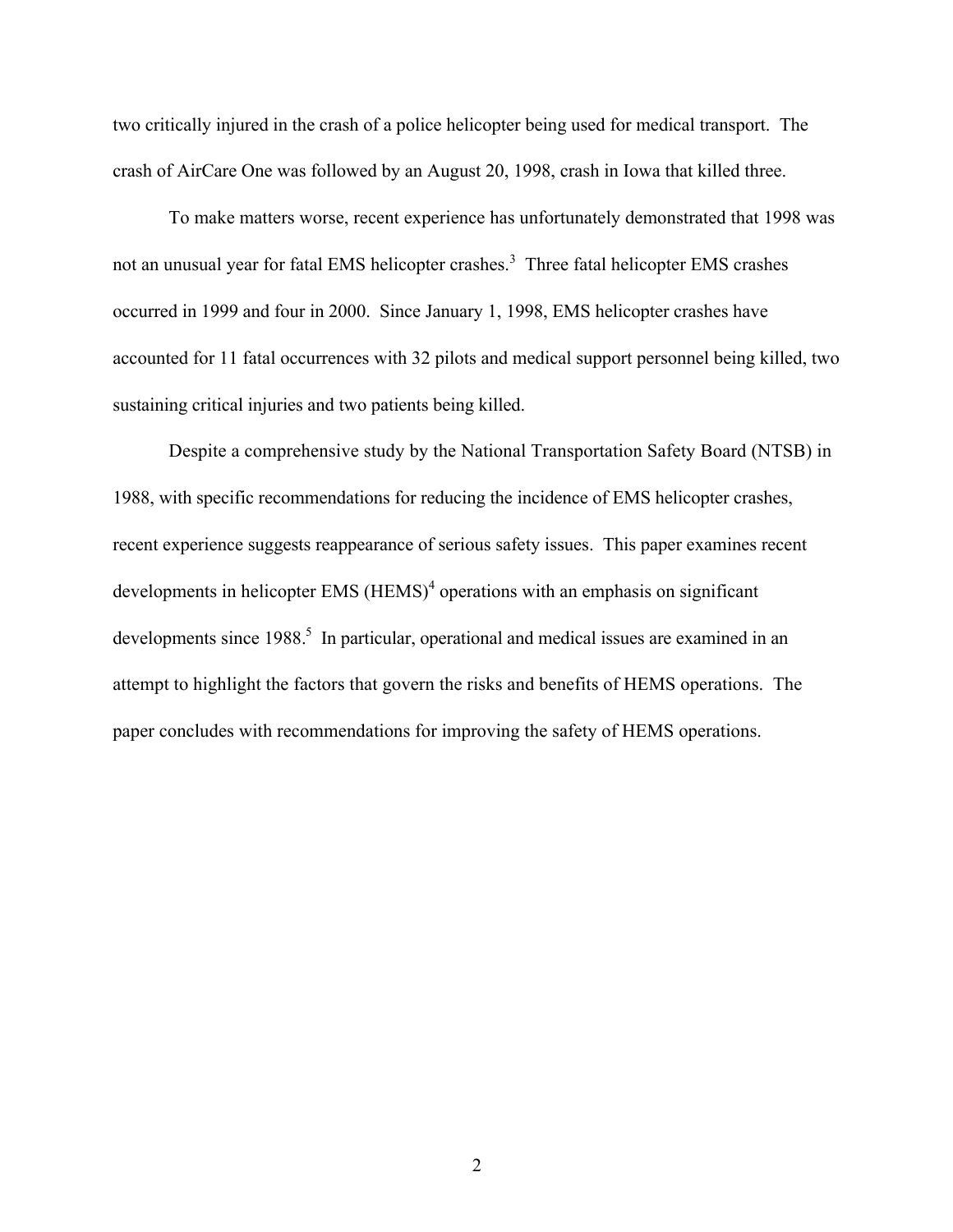two critically injured in the crash of a police helicopter being used for medical transport. The crash of AirCare One was followed by an August 20, 1998, crash in Iowa that killed three.

To make matters worse, recent experience has unfortunately demonstrated that 1998 was not an unusual year for fatal EMS helicopter crashes.[3] Three fatal helicopter EMS crashes occurred in 1999 and four in 2000. Since January 1, 1998, EMS helicopter crashes have accounted for 11 fatal occurrences with 32 pilots and medical support personnel being killed, two sustaining critical injuries and two patients being killed.

Despite a comprehensive study by the National Transportation Safety Board (NTSB) in 1988, with specific recommendations for reducing the incidence of EMS helicopter crashes, recent experience suggests reappearance of serious safety issues. This paper examines recent developments in helicopter EMS (HEMS)[4] operations with an emphasis on significant developments since 1988.[5] In particular, operational and medical issues are examined in an attempt to highlight the factors that govern the risks and benefits of HEMS operations. The paper concludes with recommendations for improving the safety of HEMS operations.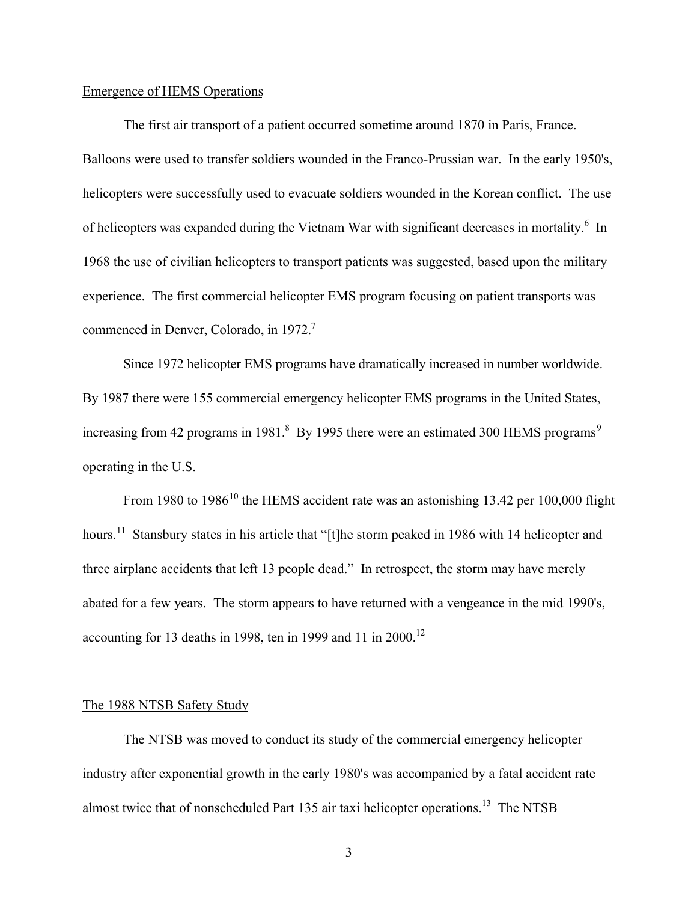## Emergence of HEMS Operations

The first air transport of a patient occurred sometime around 1870 in Paris, France. Balloons were used to transfer soldiers wounded in the Franco-Prussian war. In the early 1950's, helicopters were successfully used to evacuate soldiers wounded in the Korean conflict. The use of helicopters was expanded during the Vietnam War with significant decreases in mortality.[6] In 1968 the use of civilian helicopters to transport patients was suggested, based upon the military experience. The first commercial helicopter EMS program focusing on patient transports was commenced in Denver, Colorado, in 1972.[7]

Since 1972 helicopter EMS programs have dramatically increased in number worldwide. By 1987 there were 155 commercial emergency helicopter EMS programs in the United States, increasing from 42 programs in 1981.[8] By 1995 there were an estimated 300 HEMS programs[9] operating in the U.S.

From 1980 to 1986[10] the HEMS accident rate was an astonishing 13.42 per 100,000 flight hours.[11] Stansbury states in his article that "[t]he storm peaked in 1986 with 14 helicopter and three airplane accidents that left 13 people dead." In retrospect, the storm may have merely abated for a few years. The storm appears to have returned with a vengeance in the mid 1990's, accounting for 13 deaths in 1998, ten in 1999 and 11 in 2000.[12]

## The 1988 NTSB Safety Study

The NTSB was moved to conduct its study of the commercial emergency helicopter industry after exponential growth in the early 1980's was accompanied by a fatal accident rate almost twice that of nonscheduled Part 135 air taxi helicopter operations.[13] The NTSB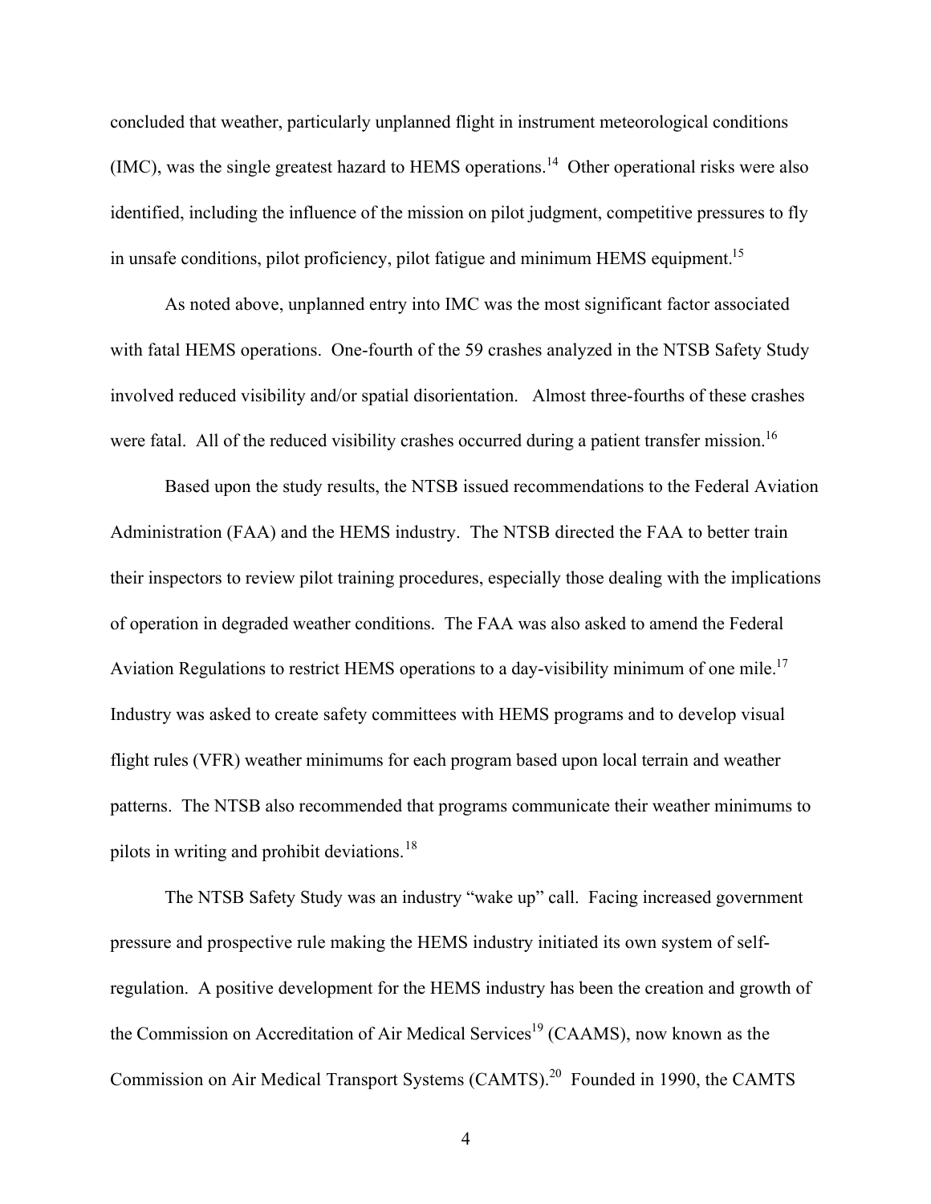concluded that weather, particularly unplanned flight in instrument meteorological conditions (IMC), was the single greatest hazard to HEMS operations.[14] Other operational risks were also identified, including the influence of the mission on pilot judgment, competitive pressures to fly in unsafe conditions, pilot proficiency, pilot fatigue and minimum HEMS equipment.[15]

As noted above, unplanned entry into IMC was the most significant factor associated with fatal HEMS operations. One-fourth of the 59 crashes analyzed in the NTSB Safety Study involved reduced visibility and/or spatial disorientation. Almost three-fourths of these crashes were fatal. All of the reduced visibility crashes occurred during a patient transfer mission.[16]

Based upon the study results, the NTSB issued recommendations to the Federal Aviation Administration (FAA) and the HEMS industry. The NTSB directed the FAA to better train their inspectors to review pilot training procedures, especially those dealing with the implications of operation in degraded weather conditions. The FAA was also asked to amend the Federal Aviation Regulations to restrict HEMS operations to a day-visibility minimum of one mile.[17] Industry was asked to create safety committees with HEMS programs and to develop visual flight rules (VFR) weather minimums for each program based upon local terrain and weather patterns. The NTSB also recommended that programs communicate their weather minimums to pilots in writing and prohibit deviations.[18]

The NTSB Safety Study was an industry "wake up" call. Facing increased government pressure and prospective rule making the HEMS industry initiated its own system of self-regulation. A positive development for the HEMS industry has been the creation and growth of the Commission on Accreditation of Air Medical Services[19] (CAAMS), now known as the Commission on Air Medical Transport Systems (CAMTS).[20] Founded in 1990, the CAMTS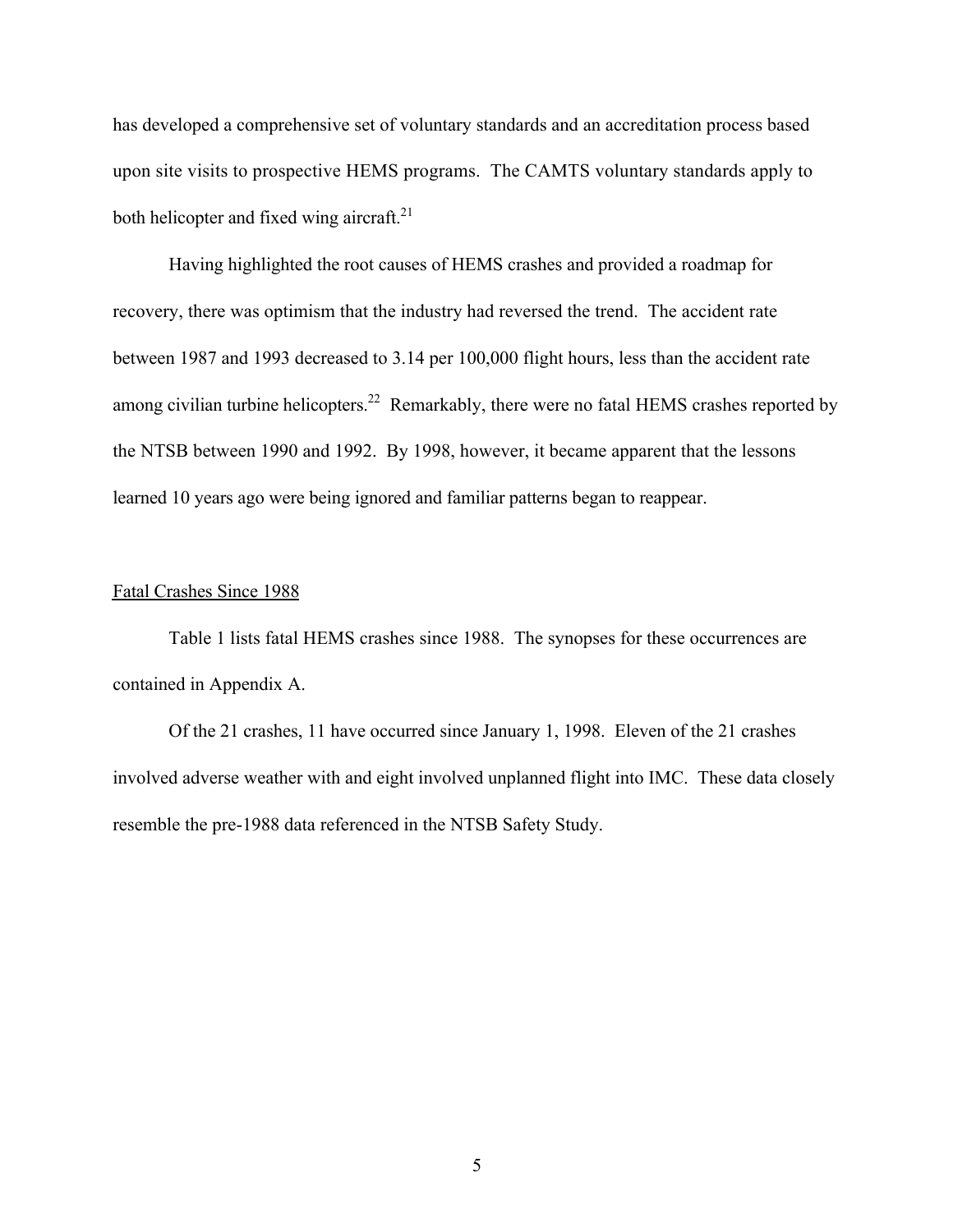has developed a comprehensive set of voluntary standards and an accreditation process based upon site visits to prospective HEMS programs. The CAMTS voluntary standards apply to both helicopter and fixed wing aircraft.[21]

Having highlighted the root causes of HEMS crashes and provided a roadmap for recovery, there was optimism that the industry had reversed the trend. The accident rate between 1987 and 1993 decreased to 3.14 per 100,000 flight hours, less than the accident rate among civilian turbine helicopters.[22] Remarkably, there were no fatal HEMS crashes reported by the NTSB between 1990 and 1992. By 1998, however, it became apparent that the lessons learned 10 years ago were being ignored and familiar patterns began to reappear.

## Fatal Crashes Since 1988

Table 1 lists fatal HEMS crashes since 1988. The synopses for these occurrences are contained in Appendix A.

Of the 21 crashes, 11 have occurred since January 1, 1998. Eleven of the 21 crashes involved adverse weather with and eight involved unplanned flight into IMC. These data closely resemble the pre-1988 data referenced in the NTSB Safety Study.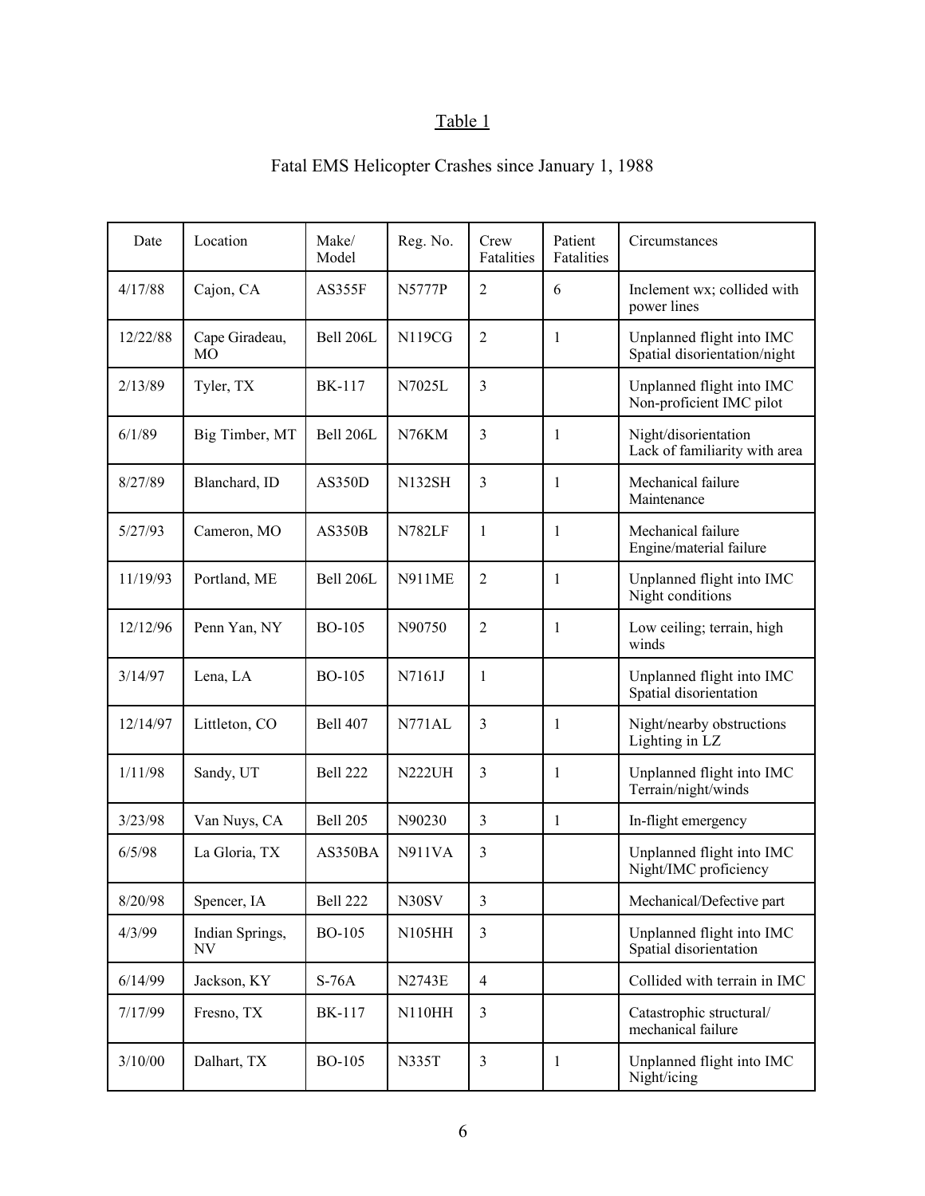Table 1

Fatal EMS Helicopter Crashes since January 1, 1988

| Date | Location | Make/ Model | Reg. No. | Crew Fatalities | Patient Fatalities | Circumstances |
|---|---|---|---|---|---|---|
| 4/17/88 | Cajon, CA | AS355F | N5777P | 2 | 6 | Inclement wx; collided with power lines |
| 12/22/88 | Cape Giradeau, MO | Bell 206L | N119CG | 2 | 1 | Unplanned flight into IMC Spatial disorientation/night |
| 2/13/89 | Tyler, TX | BK-117 | N7025L | 3 | | Unplanned flight into IMC Non-proficient IMC pilot |
| 6/1/89 | Big Timber, MT | Bell 206L | N76KM | 3 | 1 | Night/disorientation Lack of familiarity with area |
| 8/27/89 | Blanchard, ID | AS350D | N132SH | 3 | 1 | Mechanical failure Maintenance |
| 5/27/93 | Cameron, MO | AS350B | N782LF | 1 | 1 | Mechanical failure Engine/material failure |
| 11/19/93 | Portland, ME | Bell 206L | N911ME | 2 | 1 | Unplanned flight into IMC Night conditions |
| 12/12/96 | Penn Yan, NY | BO-105 | N90750 | 2 | 1 | Low ceiling; terrain, high winds |
| 3/14/97 | Lena, LA | BO-105 | N7161J | 1 | | Unplanned flight into IMC Spatial disorientation |
| 12/14/97 | Littleton, CO | Bell 407 | N771AL | 3 | 1 | Night/nearby obstructions Lighting in LZ |
| 1/11/98 | Sandy, UT | Bell 222 | N222UH | 3 | 1 | Unplanned flight into IMC Terrain/night/winds |
| 3/23/98 | Van Nuys, CA | Bell 205 | N90230 | 3 | 1 | In-flight emergency |
| 6/5/98 | La Gloria, TX | AS350BA | N911VA | 3 | | Unplanned flight into IMC Night/IMC proficiency |
| 8/20/98 | Spencer, IA | Bell 222 | N30SV | 3 | | Mechanical/Defective part |
| 4/3/99 | Indian Springs, NV | BO-105 | N105HH | 3 | | Unplanned flight into IMC Spatial disorientation |
| 6/14/99 | Jackson, KY | S-76A | N2743E | 4 | | Collided with terrain in IMC |
| 7/17/99 | Fresno, TX | BK-117 | N110HH | 3 | | Catastrophic structural/ mechanical failure |
| 3/10/00 | Dalhart, TX | BO-105 | N335T | 3 | 1 | Unplanned flight into IMC Night/icing |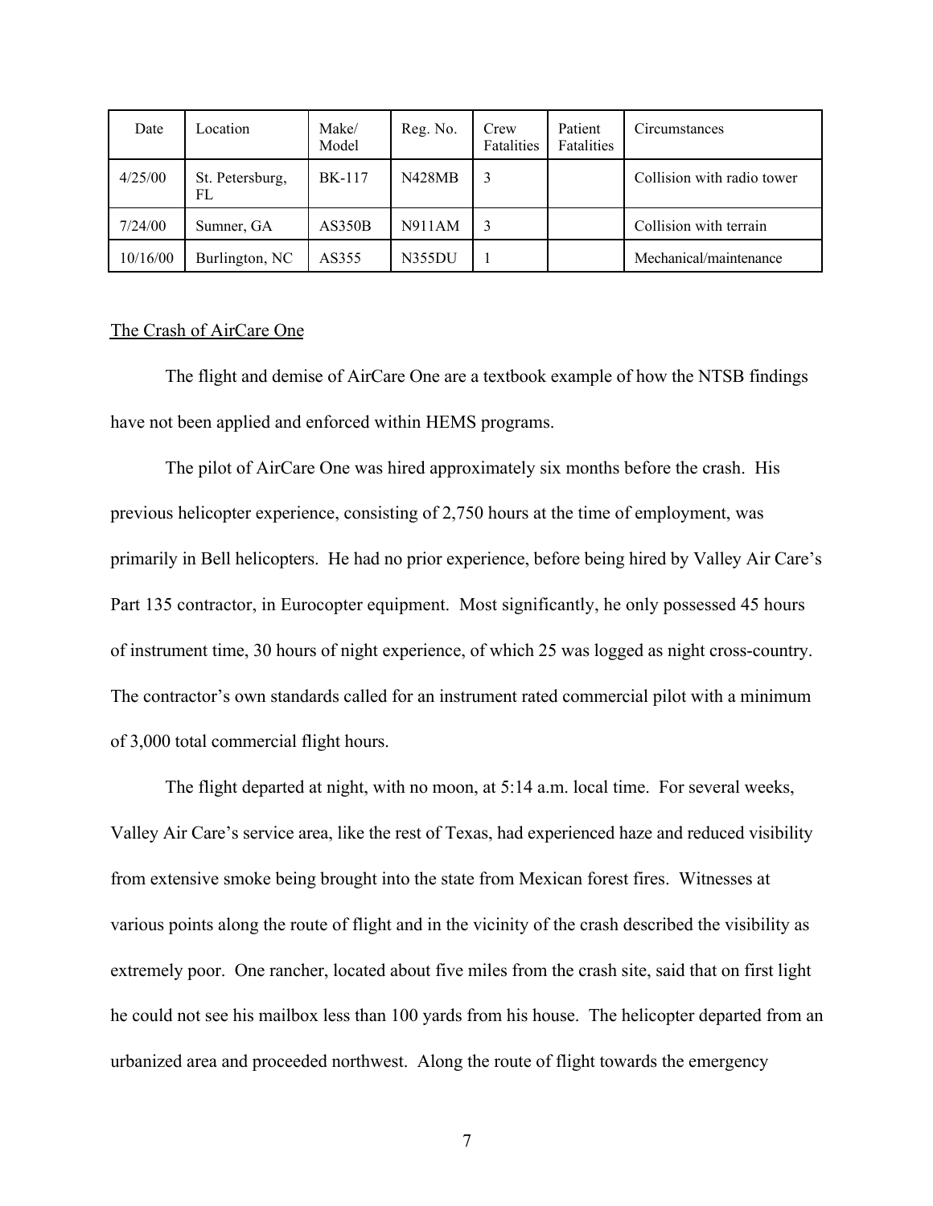| Date | Location | Make/ Model | Reg. No. | Crew Fatalities | Patient Fatalities | Circumstances |
|---|---|---|---|---|---|---|
| 4/25/00 | St. Petersburg, FL | BK-117 | N428MB | 3 | | Collision with radio tower |
| 7/24/00 | Sumner, GA | AS350B | N911AM | 3 | | Collision with terrain |
| 10/16/00 | Burlington, NC | AS355 | N355DU | 1 | | Mechanical/maintenance |

<u>The Crash of AirCare One</u>

The flight and demise of AirCare One are a textbook example of how the NTSB findings have not been applied and enforced within HEMS programs.

The pilot of AirCare One was hired approximately six months before the crash. His previous helicopter experience, consisting of 2,750 hours at the time of employment, was primarily in Bell helicopters. He had no prior experience, before being hired by Valley Air Care's Part 135 contractor, in Eurocopter equipment. Most significantly, he only possessed 45 hours of instrument time, 30 hours of night experience, of which 25 was logged as night cross-country. The contractor's own standards called for an instrument rated commercial pilot with a minimum of 3,000 total commercial flight hours.

The flight departed at night, with no moon, at 5:14 a.m. local time. For several weeks, Valley Air Care's service area, like the rest of Texas, had experienced haze and reduced visibility from extensive smoke being brought into the state from Mexican forest fires. Witnesses at various points along the route of flight and in the vicinity of the crash described the visibility as extremely poor. One rancher, located about five miles from the crash site, said that on first light he could not see his mailbox less than 100 yards from his house. The helicopter departed from an urbanized area and proceeded northwest. Along the route of flight towards the emergency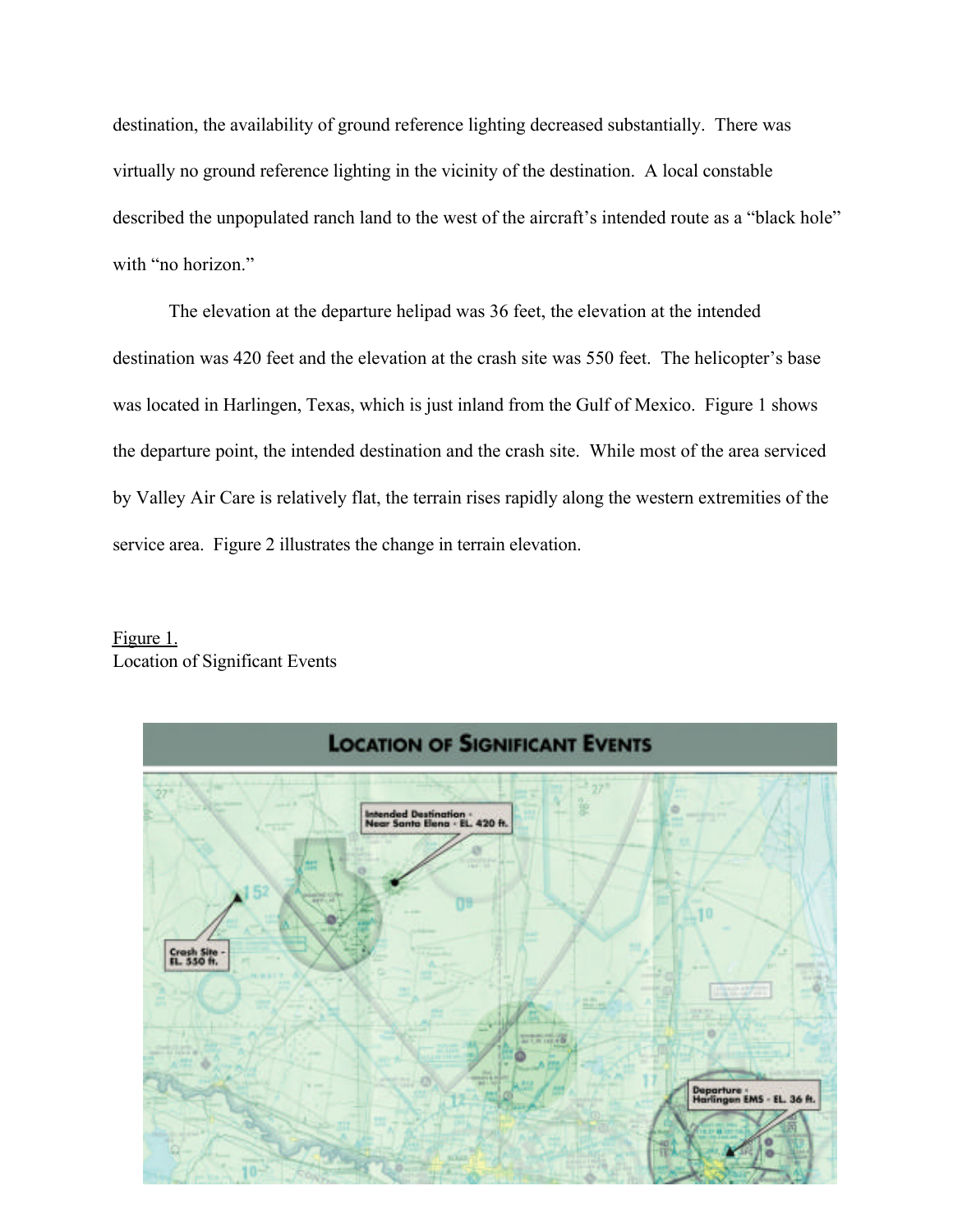destination, the availability of ground reference lighting decreased substantially. There was virtually no ground reference lighting in the vicinity of the destination. A local constable described the unpopulated ranch land to the west of the aircraft's intended route as a "black hole" with "no horizon."

The elevation at the departure helipad was 36 feet, the elevation at the intended destination was 420 feet and the elevation at the crash site was 550 feet. The helicopter's base was located in Harlingen, Texas, which is just inland from the Gulf of Mexico. Figure 1 shows the departure point, the intended destination and the crash site. While most of the area serviced by Valley Air Care is relatively flat, the terrain rises rapidly along the western extremities of the service area. Figure 2 illustrates the change in terrain elevation.

Figure 1.
Location of Significant Events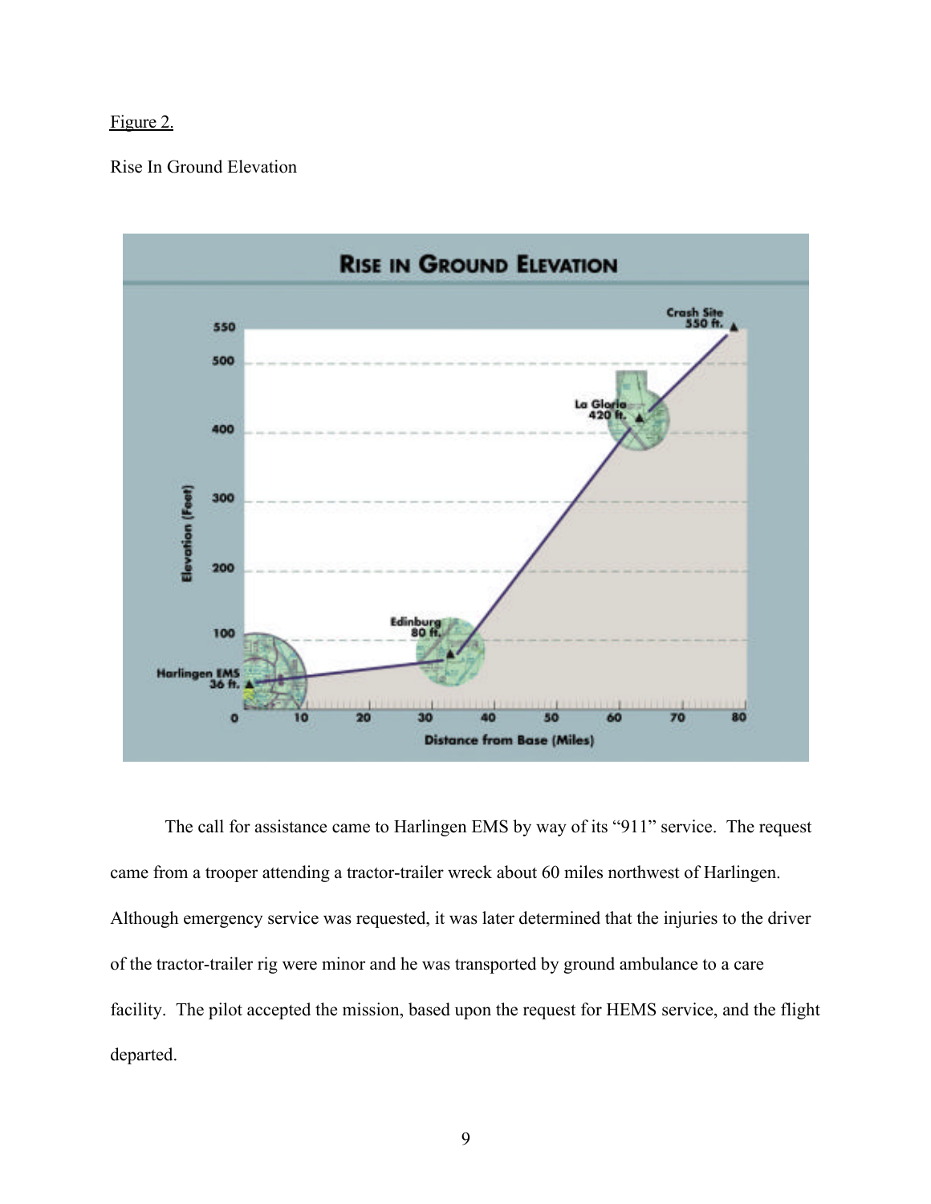Figure 2.

Rise In Ground Elevation

The call for assistance came to Harlingen EMS by way of its “911” service. The request came from a trooper attending a tractor-trailer wreck about 60 miles northwest of Harlingen. Although emergency service was requested, it was later determined that the injuries to the driver of the tractor-trailer rig were minor and he was transported by ground ambulance to a care facility. The pilot accepted the mission, based upon the request for HEMS service, and the flight departed.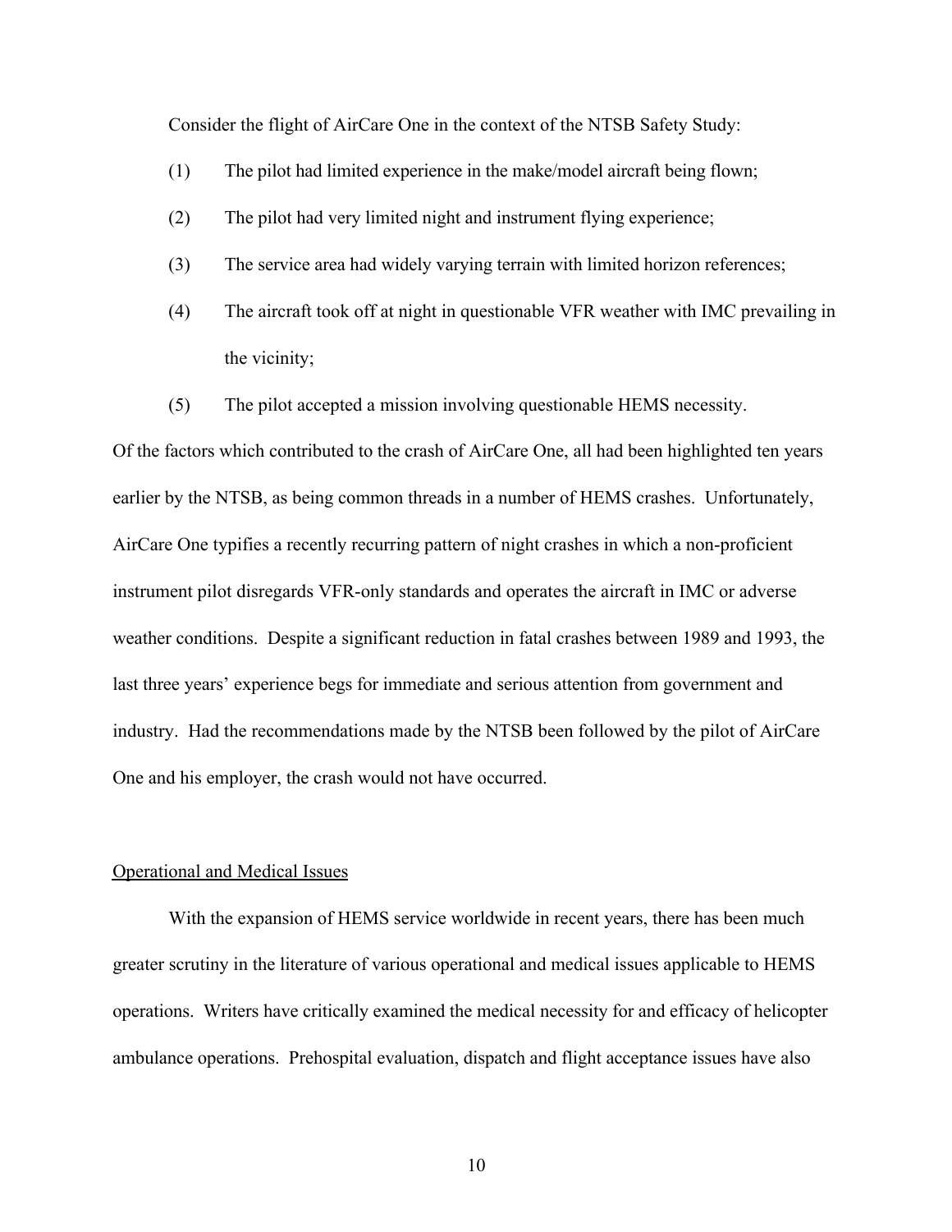Consider the flight of AirCare One in the context of the NTSB Safety Study:

(1) The pilot had limited experience in the make/model aircraft being flown;

(2) The pilot had very limited night and instrument flying experience;

(3) The service area had widely varying terrain with limited horizon references;

(4) The aircraft took off at night in questionable VFR weather with IMC prevailing in the vicinity;

(5) The pilot accepted a mission involving questionable HEMS necessity.

Of the factors which contributed to the crash of AirCare One, all had been highlighted ten years earlier by the NTSB, as being common threads in a number of HEMS crashes. Unfortunately, AirCare One typifies a recently recurring pattern of night crashes in which a non-proficient instrument pilot disregards VFR-only standards and operates the aircraft in IMC or adverse weather conditions. Despite a significant reduction in fatal crashes between 1989 and 1993, the last three years' experience begs for immediate and serious attention from government and industry. Had the recommendations made by the NTSB been followed by the pilot of AirCare One and his employer, the crash would not have occurred.

<u>Operational and Medical Issues</u>

With the expansion of HEMS service worldwide in recent years, there has been much greater scrutiny in the literature of various operational and medical issues applicable to HEMS operations. Writers have critically examined the medical necessity for and efficacy of helicopter ambulance operations. Prehospital evaluation, dispatch and flight acceptance issues have also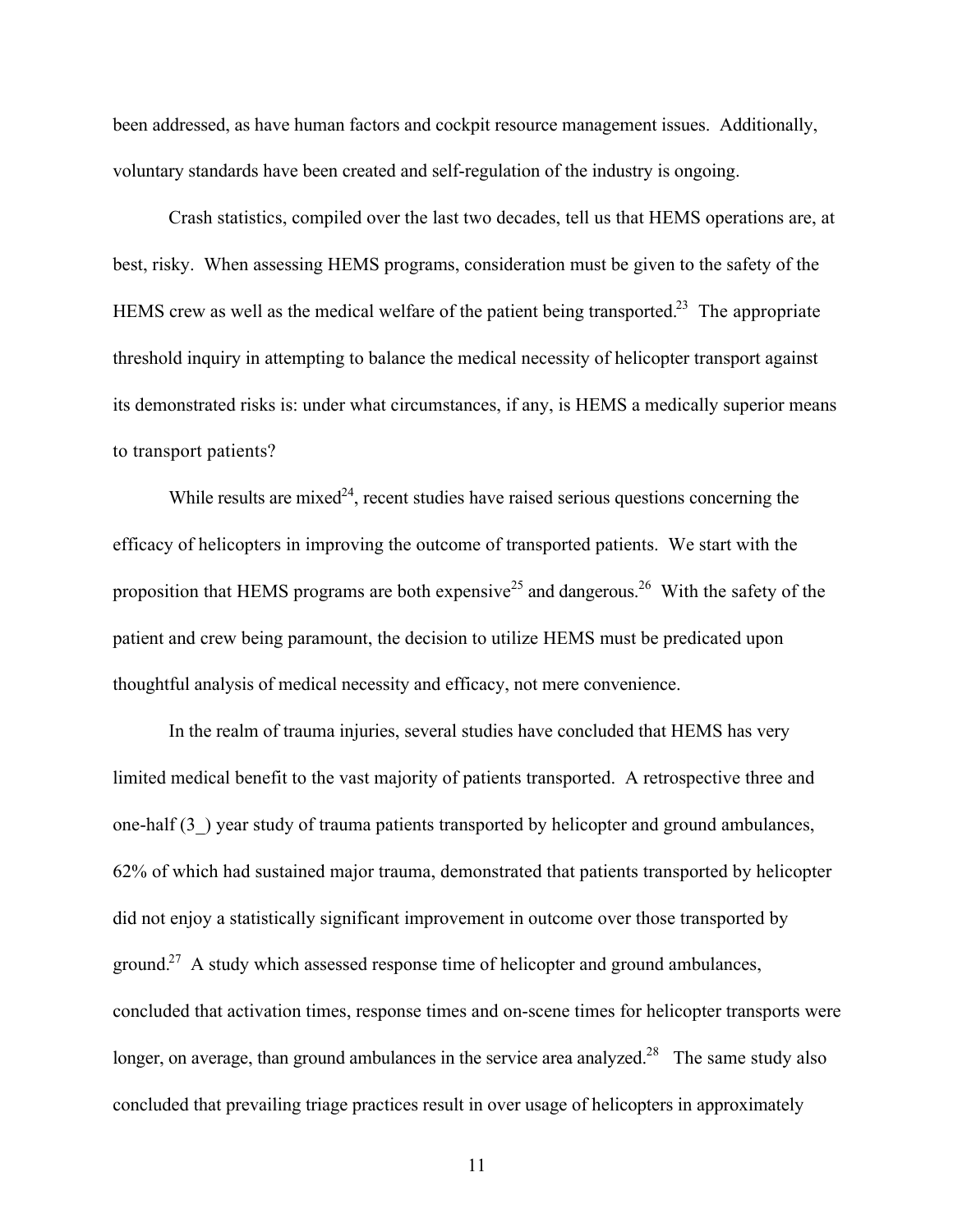been addressed, as have human factors and cockpit resource management issues. Additionally, voluntary standards have been created and self-regulation of the industry is ongoing.

Crash statistics, compiled over the last two decades, tell us that HEMS operations are, at best, risky. When assessing HEMS programs, consideration must be given to the safety of the HEMS crew as well as the medical welfare of the patient being transported.[23] The appropriate threshold inquiry in attempting to balance the medical necessity of helicopter transport against its demonstrated risks is: under what circumstances, if any, is HEMS a medically superior means to transport patients?

While results are mixed[24], recent studies have raised serious questions concerning the efficacy of helicopters in improving the outcome of transported patients. We start with the proposition that HEMS programs are both expensive[25] and dangerous.[26] With the safety of the patient and crew being paramount, the decision to utilize HEMS must be predicated upon thoughtful analysis of medical necessity and efficacy, not mere convenience.

In the realm of trauma injuries, several studies have concluded that HEMS has very limited medical benefit to the vast majority of patients transported. A retrospective three and one-half (3_) year study of trauma patients transported by helicopter and ground ambulances, 62% of which had sustained major trauma, demonstrated that patients transported by helicopter did not enjoy a statistically significant improvement in outcome over those transported by ground.[27] A study which assessed response time of helicopter and ground ambulances, concluded that activation times, response times and on-scene times for helicopter transports were longer, on average, than ground ambulances in the service area analyzed.[28] The same study also concluded that prevailing triage practices result in over usage of helicopters in approximately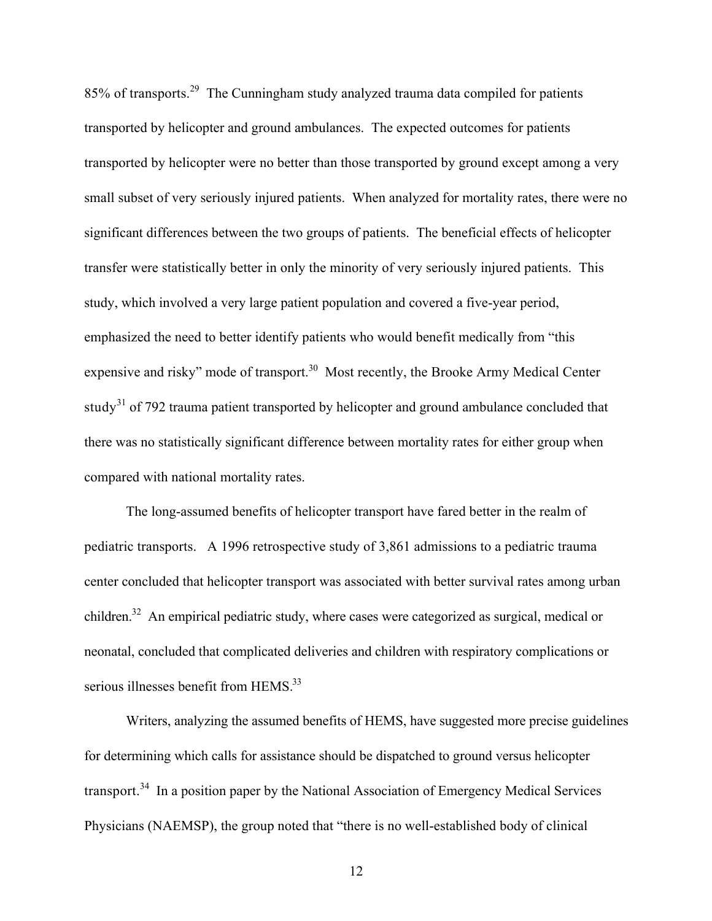85% of transports.[29] The Cunningham study analyzed trauma data compiled for patients transported by helicopter and ground ambulances. The expected outcomes for patients transported by helicopter were no better than those transported by ground except among a very small subset of very seriously injured patients. When analyzed for mortality rates, there were no significant differences between the two groups of patients. The beneficial effects of helicopter transfer were statistically better in only the minority of very seriously injured patients. This study, which involved a very large patient population and covered a five-year period, emphasized the need to better identify patients who would benefit medically from "this expensive and risky" mode of transport.[30] Most recently, the Brooke Army Medical Center study[31] of 792 trauma patient transported by helicopter and ground ambulance concluded that there was no statistically significant difference between mortality rates for either group when compared with national mortality rates.

The long-assumed benefits of helicopter transport have fared better in the realm of pediatric transports. A 1996 retrospective study of 3,861 admissions to a pediatric trauma center concluded that helicopter transport was associated with better survival rates among urban children.[32] An empirical pediatric study, where cases were categorized as surgical, medical or neonatal, concluded that complicated deliveries and children with respiratory complications or serious illnesses benefit from HEMS.[33]

Writers, analyzing the assumed benefits of HEMS, have suggested more precise guidelines for determining which calls for assistance should be dispatched to ground versus helicopter transport.[34] In a position paper by the National Association of Emergency Medical Services Physicians (NAEMSP), the group noted that "there is no well-established body of clinical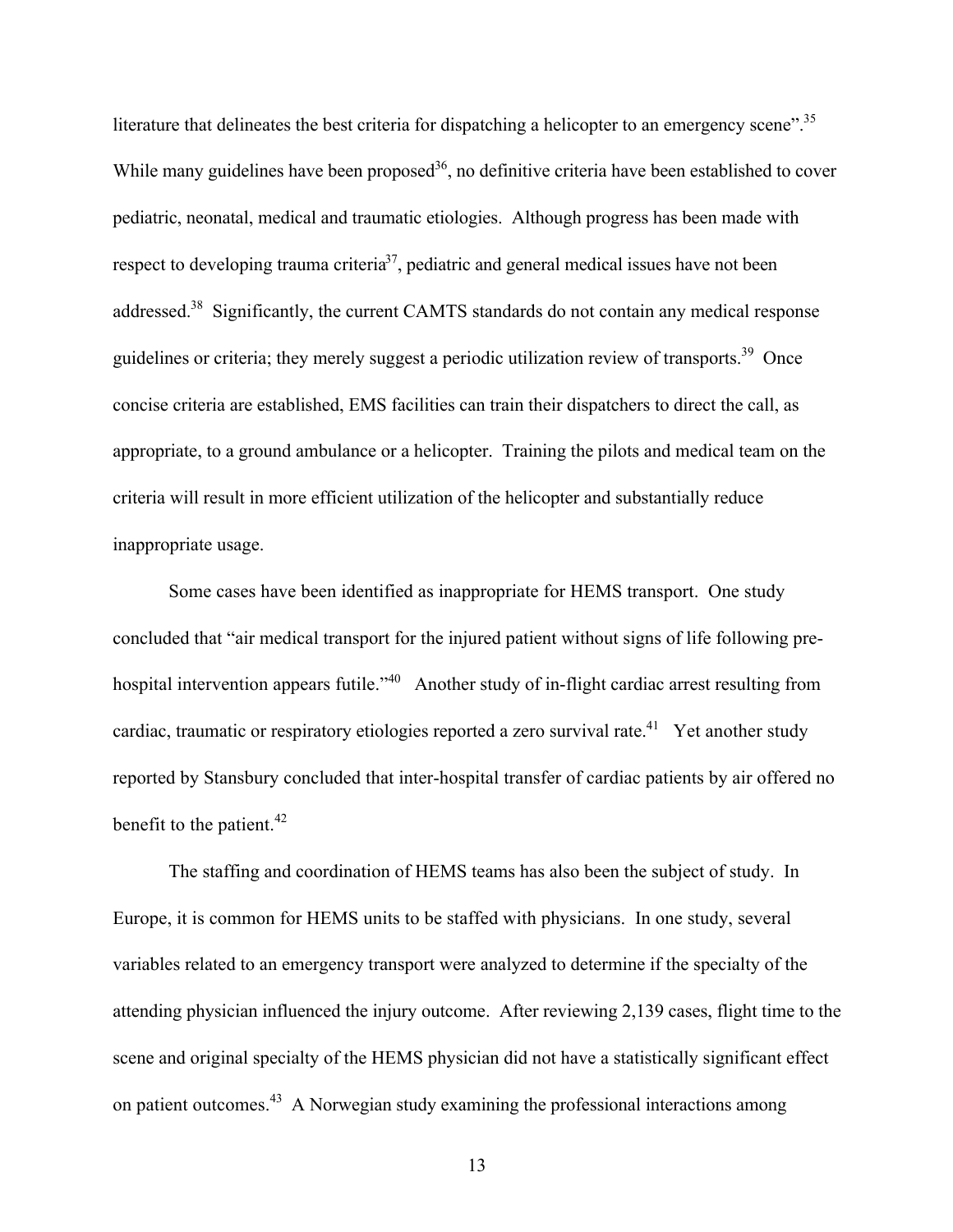literature that delineates the best criteria for dispatching a helicopter to an emergency scene".[35] While many guidelines have been proposed[36], no definitive criteria have been established to cover pediatric, neonatal, medical and traumatic etiologies. Although progress has been made with respect to developing trauma criteria[37], pediatric and general medical issues have not been addressed.[38] Significantly, the current CAMTS standards do not contain any medical response guidelines or criteria; they merely suggest a periodic utilization review of transports.[39] Once concise criteria are established, EMS facilities can train their dispatchers to direct the call, as appropriate, to a ground ambulance or a helicopter. Training the pilots and medical team on the criteria will result in more efficient utilization of the helicopter and substantially reduce inappropriate usage.

Some cases have been identified as inappropriate for HEMS transport. One study concluded that "air medical transport for the injured patient without signs of life following pre-hospital intervention appears futile."[40] Another study of in-flight cardiac arrest resulting from cardiac, traumatic or respiratory etiologies reported a zero survival rate.[41] Yet another study reported by Stansbury concluded that inter-hospital transfer of cardiac patients by air offered no benefit to the patient.[42]

The staffing and coordination of HEMS teams has also been the subject of study. In Europe, it is common for HEMS units to be staffed with physicians. In one study, several variables related to an emergency transport were analyzed to determine if the specialty of the attending physician influenced the injury outcome. After reviewing 2,139 cases, flight time to the scene and original specialty of the HEMS physician did not have a statistically significant effect on patient outcomes.[43] A Norwegian study examining the professional interactions among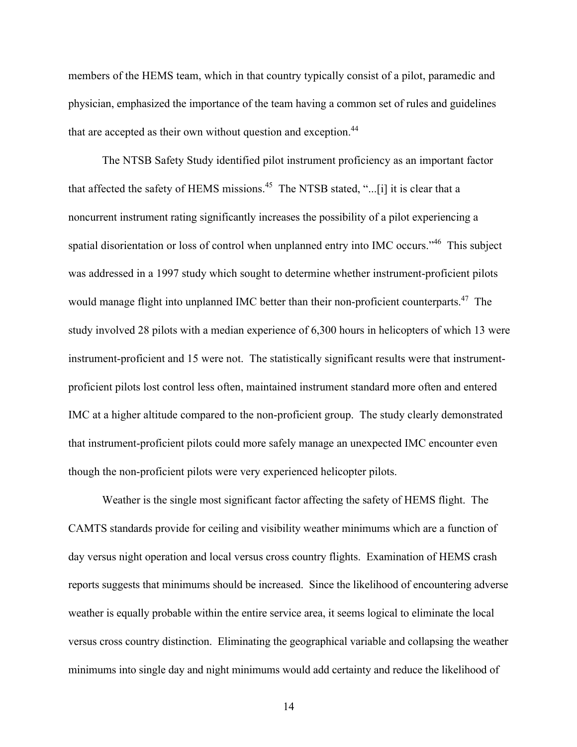members of the HEMS team, which in that country typically consist of a pilot, paramedic and physician, emphasized the importance of the team having a common set of rules and guidelines that are accepted as their own without question and exception.[44]

The NTSB Safety Study identified pilot instrument proficiency as an important factor that affected the safety of HEMS missions.[45] The NTSB stated, "...[i] it is clear that a noncurrent instrument rating significantly increases the possibility of a pilot experiencing a spatial disorientation or loss of control when unplanned entry into IMC occurs."[46] This subject was addressed in a 1997 study which sought to determine whether instrument-proficient pilots would manage flight into unplanned IMC better than their non-proficient counterparts.[47] The study involved 28 pilots with a median experience of 6,300 hours in helicopters of which 13 were instrument-proficient and 15 were not. The statistically significant results were that instrument-proficient pilots lost control less often, maintained instrument standard more often and entered IMC at a higher altitude compared to the non-proficient group. The study clearly demonstrated that instrument-proficient pilots could more safely manage an unexpected IMC encounter even though the non-proficient pilots were very experienced helicopter pilots.

Weather is the single most significant factor affecting the safety of HEMS flight. The CAMTS standards provide for ceiling and visibility weather minimums which are a function of day versus night operation and local versus cross country flights. Examination of HEMS crash reports suggests that minimums should be increased. Since the likelihood of encountering adverse weather is equally probable within the entire service area, it seems logical to eliminate the local versus cross country distinction. Eliminating the geographical variable and collapsing the weather minimums into single day and night minimums would add certainty and reduce the likelihood of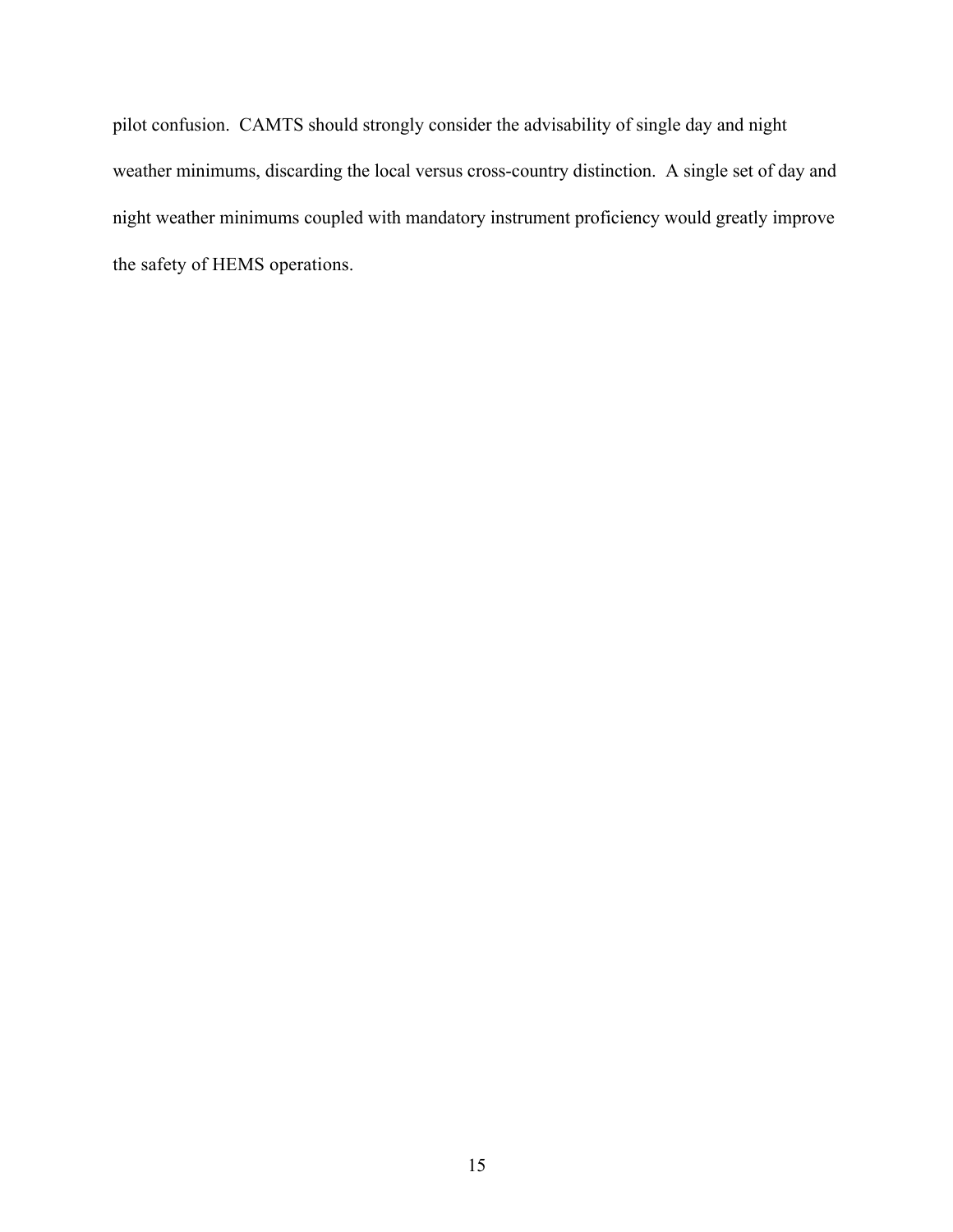pilot confusion.  CAMTS should strongly consider the advisability of single day and night weather minimums, discarding the local versus cross-country distinction.  A single set of day and night weather minimums coupled with mandatory instrument proficiency would greatly improve the safety of HEMS operations.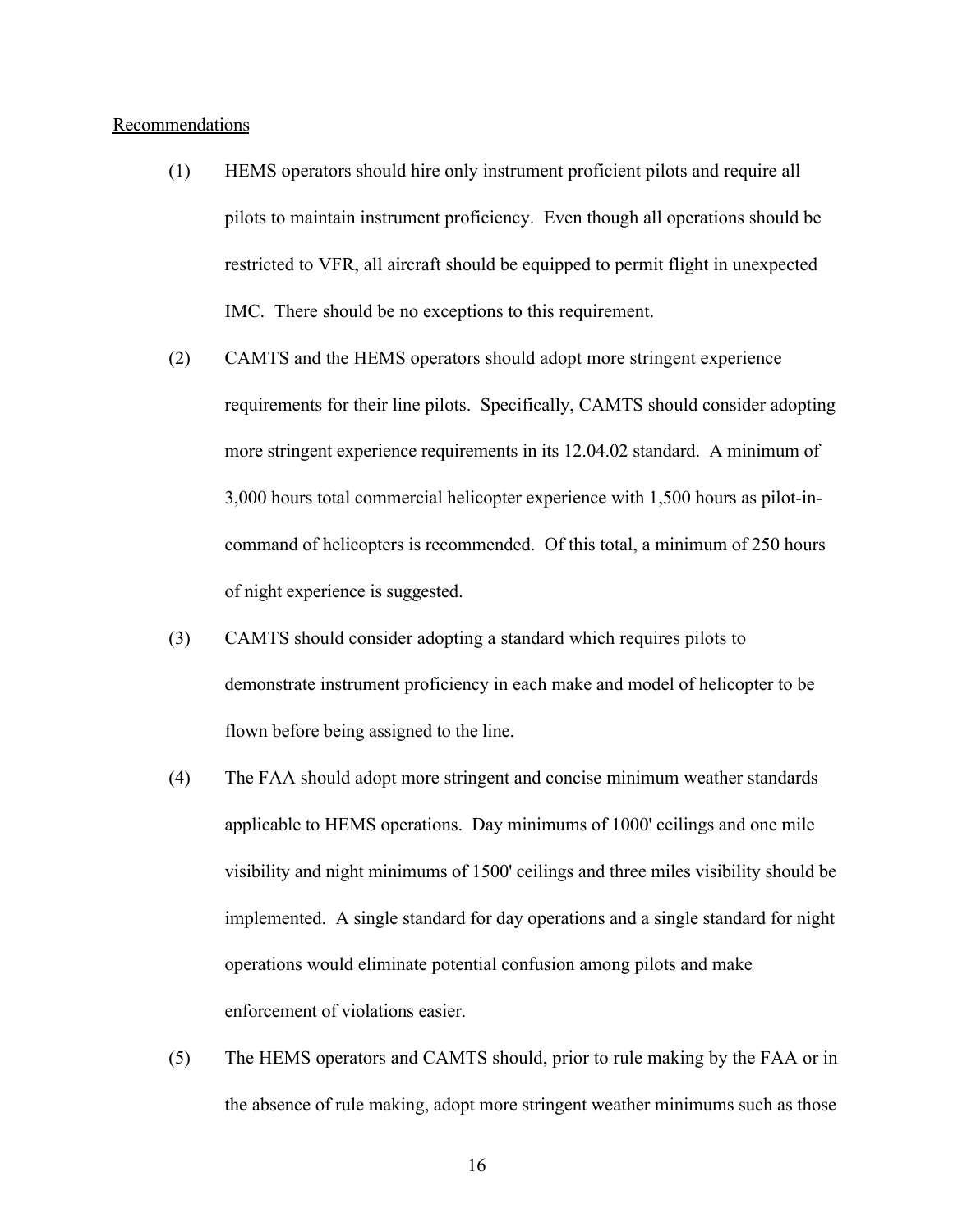Recommendations

(1) HEMS operators should hire only instrument proficient pilots and require all pilots to maintain instrument proficiency. Even though all operations should be restricted to VFR, all aircraft should be equipped to permit flight in unexpected IMC. There should be no exceptions to this requirement.

(2) CAMTS and the HEMS operators should adopt more stringent experience requirements for their line pilots. Specifically, CAMTS should consider adopting more stringent experience requirements in its 12.04.02 standard. A minimum of 3,000 hours total commercial helicopter experience with 1,500 hours as pilot-in-command of helicopters is recommended. Of this total, a minimum of 250 hours of night experience is suggested.

(3) CAMTS should consider adopting a standard which requires pilots to demonstrate instrument proficiency in each make and model of helicopter to be flown before being assigned to the line.

(4) The FAA should adopt more stringent and concise minimum weather standards applicable to HEMS operations. Day minimums of 1000' ceilings and one mile visibility and night minimums of 1500' ceilings and three miles visibility should be implemented. A single standard for day operations and a single standard for night operations would eliminate potential confusion among pilots and make enforcement of violations easier.

(5) The HEMS operators and CAMTS should, prior to rule making by the FAA or in the absence of rule making, adopt more stringent weather minimums such as those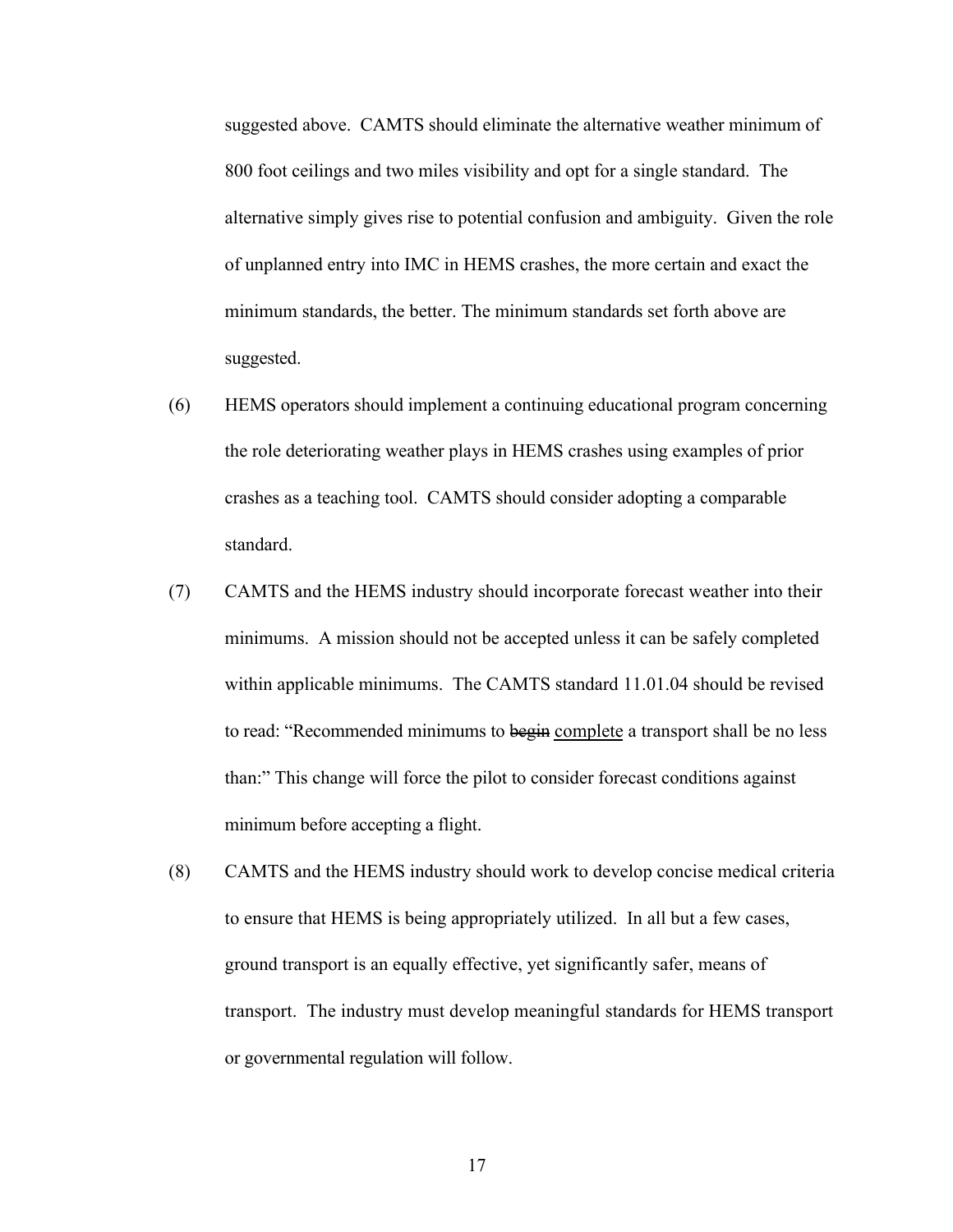suggested above. CAMTS should eliminate the alternative weather minimum of 800 foot ceilings and two miles visibility and opt for a single standard. The alternative simply gives rise to potential confusion and ambiguity. Given the role of unplanned entry into IMC in HEMS crashes, the more certain and exact the minimum standards, the better. The minimum standards set forth above are suggested.

(6) HEMS operators should implement a continuing educational program concerning the role deteriorating weather plays in HEMS crashes using examples of prior crashes as a teaching tool. CAMTS should consider adopting a comparable standard.

(7) CAMTS and the HEMS industry should incorporate forecast weather into their minimums. A mission should not be accepted unless it can be safely completed within applicable minimums. The CAMTS standard 11.01.04 should be revised to read: "Recommended minimums to ~~begin~~ <u>complete</u> a transport shall be no less than:" This change will force the pilot to consider forecast conditions against minimum before accepting a flight.

(8) CAMTS and the HEMS industry should work to develop concise medical criteria to ensure that HEMS is being appropriately utilized. In all but a few cases, ground transport is an equally effective, yet significantly safer, means of transport. The industry must develop meaningful standards for HEMS transport or governmental regulation will follow.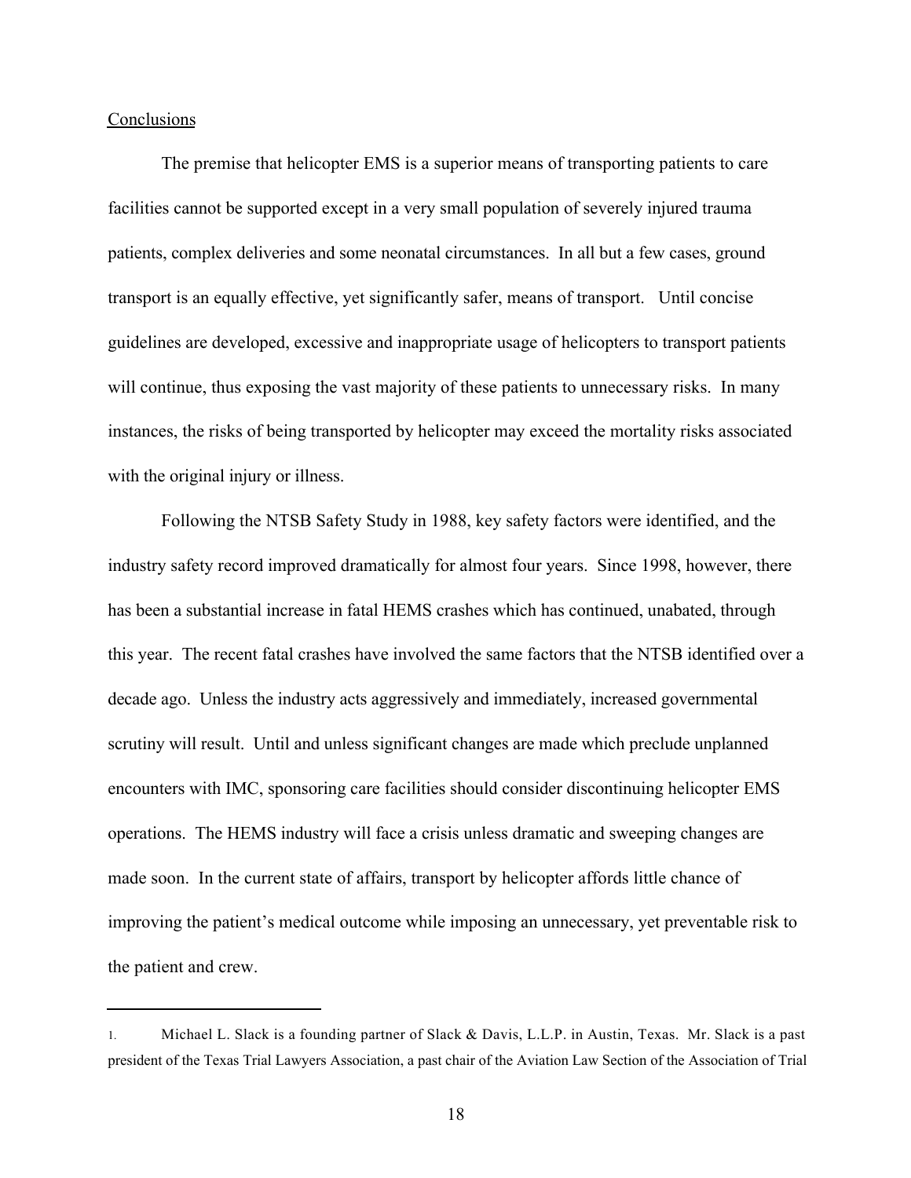## Conclusions

The premise that helicopter EMS is a superior means of transporting patients to care facilities cannot be supported except in a very small population of severely injured trauma patients, complex deliveries and some neonatal circumstances. In all but a few cases, ground transport is an equally effective, yet significantly safer, means of transport. Until concise guidelines are developed, excessive and inappropriate usage of helicopters to transport patients will continue, thus exposing the vast majority of these patients to unnecessary risks. In many instances, the risks of being transported by helicopter may exceed the mortality risks associated with the original injury or illness.

Following the NTSB Safety Study in 1988, key safety factors were identified, and the industry safety record improved dramatically for almost four years. Since 1998, however, there has been a substantial increase in fatal HEMS crashes which has continued, unabated, through this year. The recent fatal crashes have involved the same factors that the NTSB identified over a decade ago. Unless the industry acts aggressively and immediately, increased governmental scrutiny will result. Until and unless significant changes are made which preclude unplanned encounters with IMC, sponsoring care facilities should consider discontinuing helicopter EMS operations. The HEMS industry will face a crisis unless dramatic and sweeping changes are made soon. In the current state of affairs, transport by helicopter affords little chance of improving the patient's medical outcome while imposing an unnecessary, yet preventable risk to the patient and crew.

---

1. Michael L. Slack is a founding partner of Slack & Davis, L.L.P. in Austin, Texas. Mr. Slack is a past president of the Texas Trial Lawyers Association, a past chair of the Aviation Law Section of the Association of Trial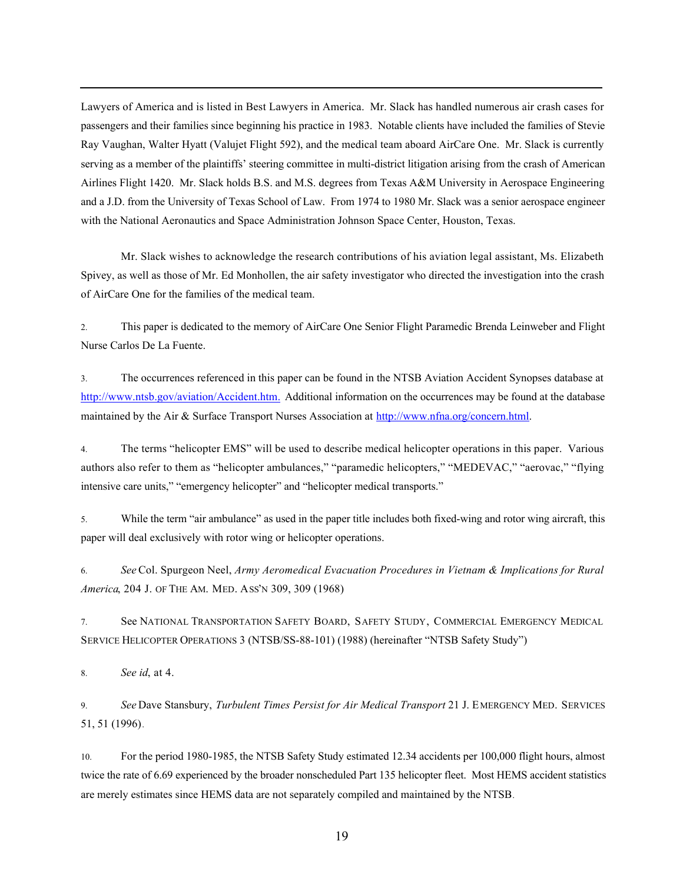Lawyers of America and is listed in Best Lawyers in America. Mr. Slack has handled numerous air crash cases for passengers and their families since beginning his practice in 1983. Notable clients have included the families of Stevie Ray Vaughan, Walter Hyatt (Valujet Flight 592), and the medical team aboard AirCare One. Mr. Slack is currently serving as a member of the plaintiffs' steering committee in multi-district litigation arising from the crash of American Airlines Flight 1420. Mr. Slack holds B.S. and M.S. degrees from Texas A&M University in Aerospace Engineering and a J.D. from the University of Texas School of Law. From 1974 to 1980 Mr. Slack was a senior aerospace engineer with the National Aeronautics and Space Administration Johnson Space Center, Houston, Texas.

Mr. Slack wishes to acknowledge the research contributions of his aviation legal assistant, Ms. Elizabeth Spivey, as well as those of Mr. Ed Monhollen, the air safety investigator who directed the investigation into the crash of AirCare One for the families of the medical team.

2. This paper is dedicated to the memory of AirCare One Senior Flight Paramedic Brenda Leinweber and Flight Nurse Carlos De La Fuente.

3. The occurrences referenced in this paper can be found in the NTSB Aviation Accident Synopses database at http://www.ntsb.gov/aviation/Accident.htm. Additional information on the occurrences may be found at the database maintained by the Air & Surface Transport Nurses Association at http://www.nfna.org/concern.html.

4. The terms "helicopter EMS" will be used to describe medical helicopter operations in this paper. Various authors also refer to them as "helicopter ambulances," "paramedic helicopters," "MEDEVAC," "aerovac," "flying intensive care units," "emergency helicopter" and "helicopter medical transports."

5. While the term "air ambulance" as used in the paper title includes both fixed-wing and rotor wing aircraft, this paper will deal exclusively with rotor wing or helicopter operations.

6. *See* Col. Spurgeon Neel, *Army Aeromedical Evacuation Procedures in Vietnam & Implications for Rural America*, 204 J. OF THE AM. MED. ASS'N 309, 309 (1968)

7. See NATIONAL TRANSPORTATION SAFETY BOARD, SAFETY STUDY, COMMERCIAL EMERGENCY MEDICAL SERVICE HELICOPTER OPERATIONS 3 (NTSB/SS-88-101) (1988) (hereinafter "NTSB Safety Study")

8. *See id*, at 4.

9. *See* Dave Stansbury, *Turbulent Times Persist for Air Medical Transport* 21 J. EMERGENCY MED. SERVICES 51, 51 (1996).

10. For the period 1980-1985, the NTSB Safety Study estimated 12.34 accidents per 100,000 flight hours, almost twice the rate of 6.69 experienced by the broader nonscheduled Part 135 helicopter fleet. Most HEMS accident statistics are merely estimates since HEMS data are not separately compiled and maintained by the NTSB.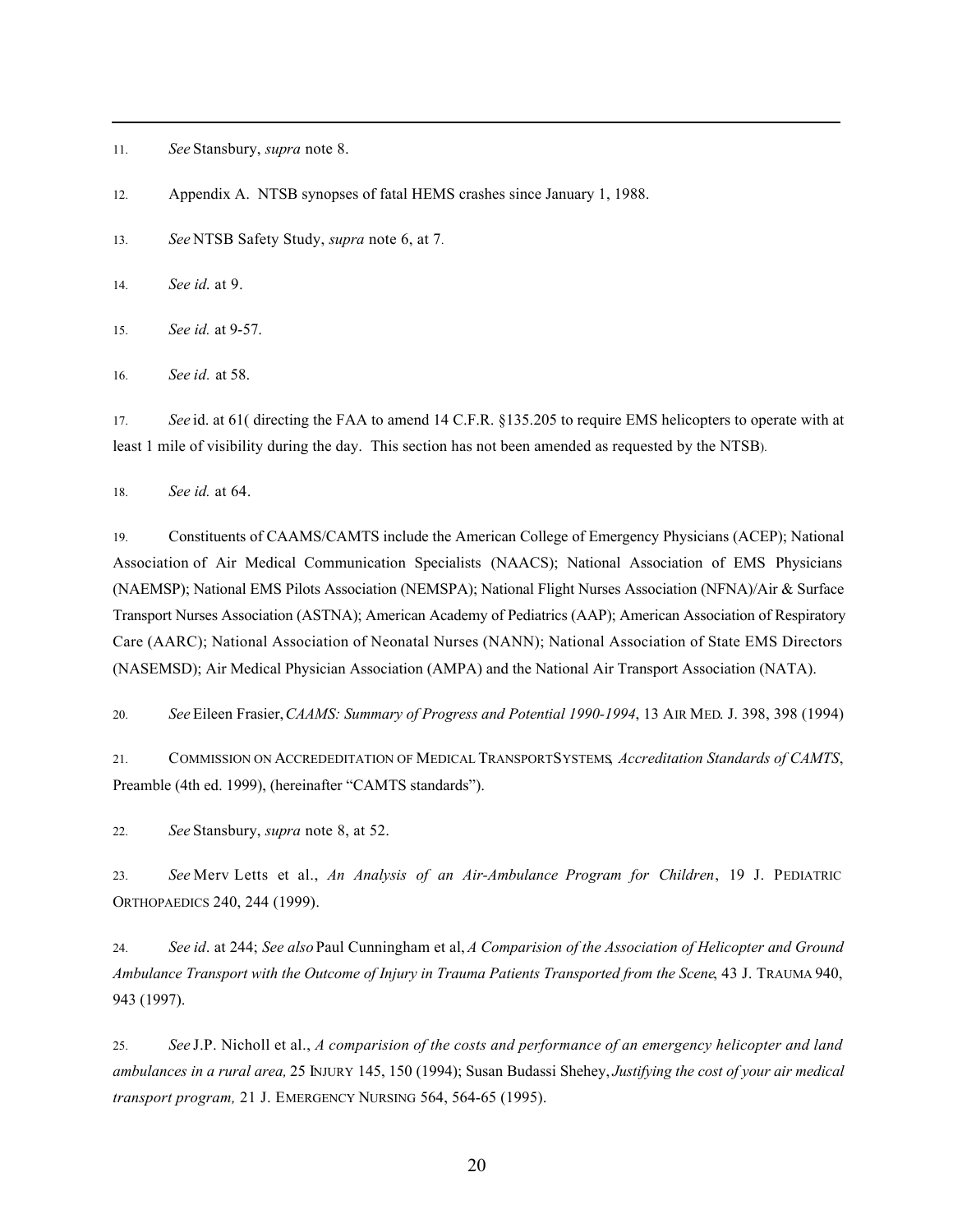11. *See* Stansbury, *supra* note 8.

12. Appendix A. NTSB synopses of fatal HEMS crashes since January 1, 1988.

13. *See* NTSB Safety Study, *supra* note 6, at 7.

14. *See id.* at 9.

15. *See id.* at 9-57.

16. *See id.* at 58.

17. *See* id. at 61( directing the FAA to amend 14 C.F.R. §135.205 to require EMS helicopters to operate with at least 1 mile of visibility during the day. This section has not been amended as requested by the NTSB).

18. *See id.* at 64.

19. Constituents of CAAMS/CAMTS include the American College of Emergency Physicians (ACEP); National Association of Air Medical Communication Specialists (NAACS); National Association of EMS Physicians (NAEMSP); National EMS Pilots Association (NEMSPA); National Flight Nurses Association (NFNA)/Air & Surface Transport Nurses Association (ASTNA); American Academy of Pediatrics (AAP); American Association of Respiratory Care (AARC); National Association of Neonatal Nurses (NANN); National Association of State EMS Directors (NASEMSD); Air Medical Physician Association (AMPA) and the National Air Transport Association (NATA).

20. *See* Eileen Frasier, *CAAMS: Summary of Progress and Potential 1990-1994*, 13 AIR MED. J. 398, 398 (1994)

21. COMMISSION ON ACCREDEDITATION OF MEDICAL TRANSPORTSYSTEMS, *Accreditation Standards of CAMTS*, Preamble (4th ed. 1999), (hereinafter "CAMTS standards").

22. *See* Stansbury, *supra* note 8, at 52.

23. *See* Merv Letts et al., *An Analysis of an Air-Ambulance Program for Children*, 19 J. PEDIATRIC ORTHOPAEDICS 240, 244 (1999).

24. *See id*. at 244; *See also* Paul Cunningham et al, *A Comparision of the Association of Helicopter and Ground Ambulance Transport with the Outcome of Injury in Trauma Patients Transported from the Scene*, 43 J. TRAUMA 940, 943 (1997).

25. *See* J.P. Nicholl et al., *A comparision of the costs and performance of an emergency helicopter and land ambulances in a rural area,* 25 INJURY 145, 150 (1994); Susan Budassi Shehey, *Justifying the cost of your air medical transport program,* 21 J. EMERGENCY NURSING 564, 564-65 (1995).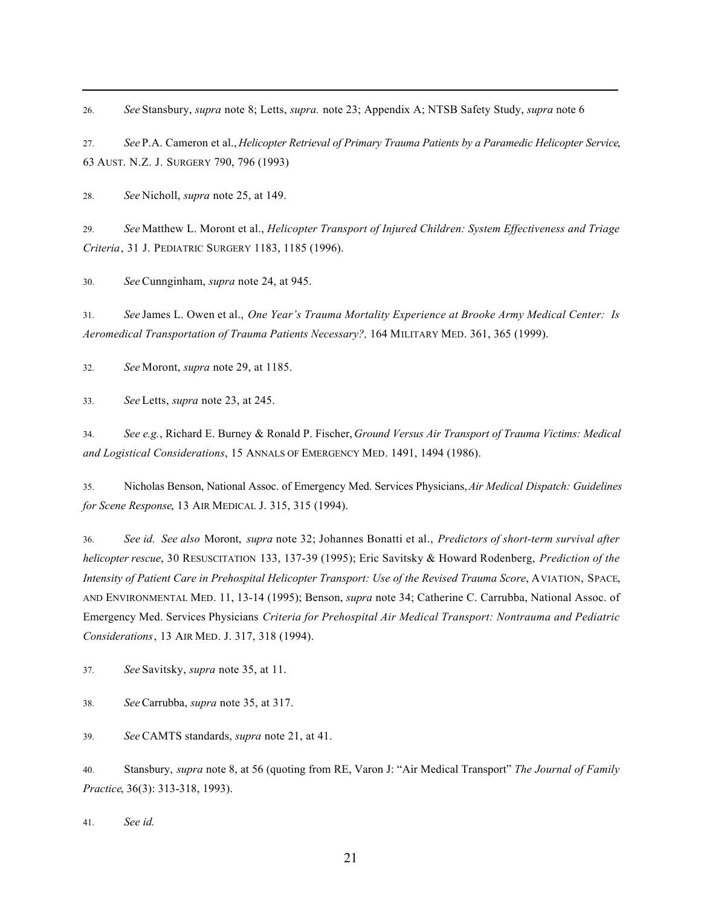---

26. *See* Stansbury, *supra* note 8; Letts, *supra.* note 23; Appendix A; NTSB Safety Study, *supra* note 6

27. *See* P.A. Cameron et al., *Helicopter Retrieval of Primary Trauma Patients by a Paramedic Helicopter Service*, 63 AUST. N.Z. J. SURGERY 790, 796 (1993)

28. *See* Nicholl, *supra* note 25, at 149.

29. *See* Matthew L. Moront et al., *Helicopter Transport of Injured Children: System Effectiveness and Triage Criteria*, 31 J. PEDIATRIC SURGERY 1183, 1185 (1996).

30. *See* Cunnginham, *supra* note 24, at 945.

31. *See* James L. Owen et al., *One Year's Trauma Mortality Experience at Brooke Army Medical Center: Is Aeromedical Transportation of Trauma Patients Necessary?,* 164 MILITARY MED. 361, 365 (1999).

32. *See* Moront, *supra* note 29, at 1185.

33. *See* Letts, *supra* note 23, at 245.

34. *See e.g.*, Richard E. Burney & Ronald P. Fischer, *Ground Versus Air Transport of Trauma Victims: Medical and Logistical Considerations*, 15 ANNALS OF EMERGENCY MED. 1491, 1494 (1986).

35. Nicholas Benson, National Assoc. of Emergency Med. Services Physicians, *Air Medical Dispatch: Guidelines for Scene Response*, 13 AIR MEDICAL J. 315, 315 (1994).

36. *See id. See also* Moront, *supra* note 32; Johannes Bonatti et al., *Predictors of short-term survival after helicopter rescue*, 30 RESUSCITATION 133, 137-39 (1995); Eric Savitsky & Howard Rodenberg, *Prediction of the Intensity of Patient Care in Prehospital Helicopter Transport: Use of the Revised Trauma Score*, AVIATION, SPACE, AND ENVIRONMENTAL MED. 11, 13-14 (1995); Benson, *supra* note 34; Catherine C. Carrubba, National Assoc. of Emergency Med. Services Physicians *Criteria for Prehospital Air Medical Transport: Nontrauma and Pediatric Considerations*, 13 AIR MED. J. 317, 318 (1994).

37. *See* Savitsky, *supra* note 35, at 11.

38. *See* Carrubba, *supra* note 35, at 317.

39. *See* CAMTS standards, *supra* note 21, at 41.

40. Stansbury, *supra* note 8, at 56 (quoting from RE, Varon J: "Air Medical Transport" *The Journal of Family Practice*, 36(3): 313-318, 1993).

41. *See id.*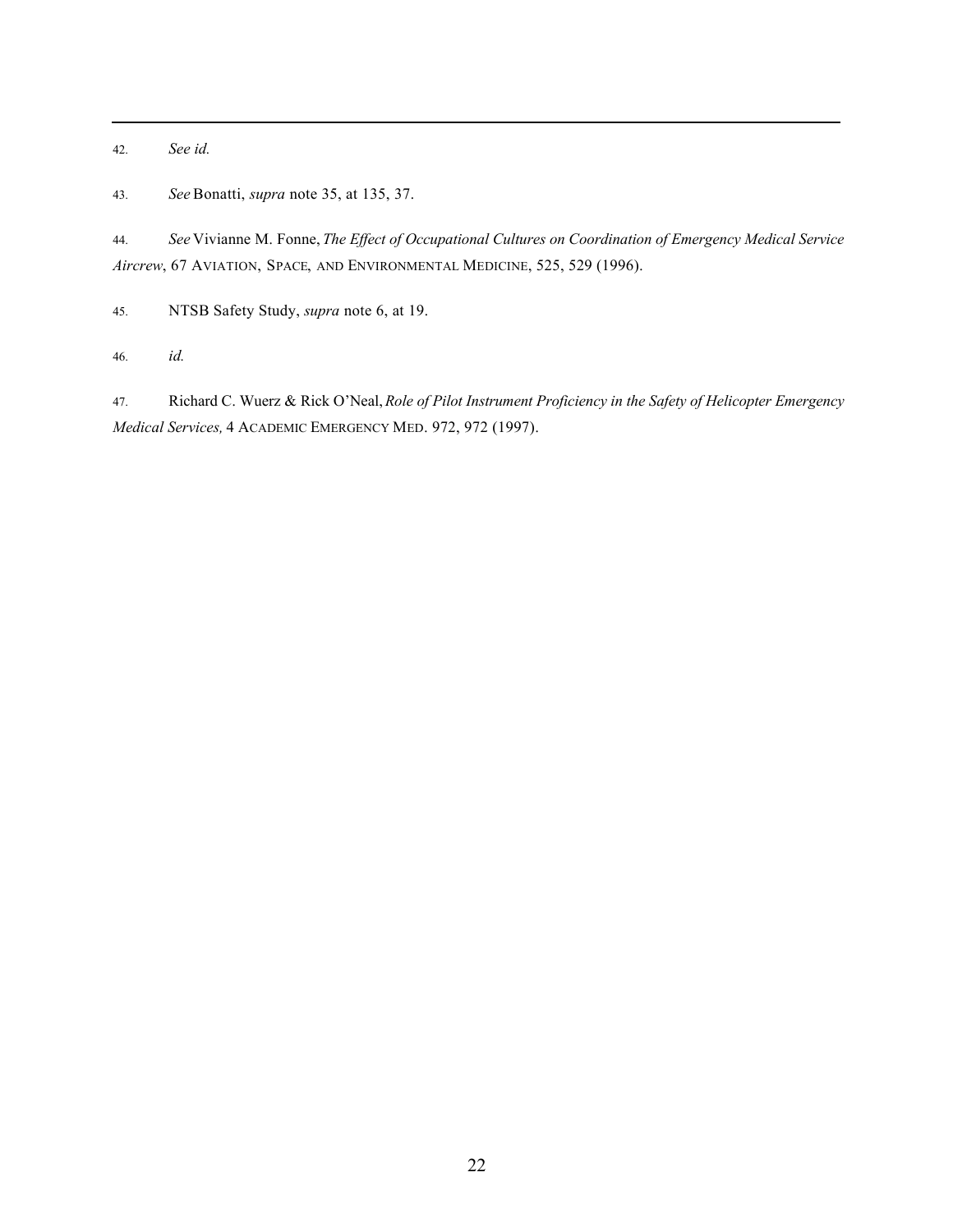42. *See id.*

43. *See* Bonatti, *supra* note 35, at 135, 37.

44. *See* Vivianne M. Fonne, *The Effect of Occupational Cultures on Coordination of Emergency Medical Service Aircrew*, 67 AVIATION, SPACE, AND ENVIRONMENTAL MEDICINE, 525, 529 (1996).

45. NTSB Safety Study, *supra* note 6, at 19.

46. *id.*

47. Richard C. Wuerz & Rick O'Neal, *Role of Pilot Instrument Proficiency in the Safety of Helicopter Emergency Medical Services,* 4 ACADEMIC EMERGENCY MED. 972, 972 (1997).